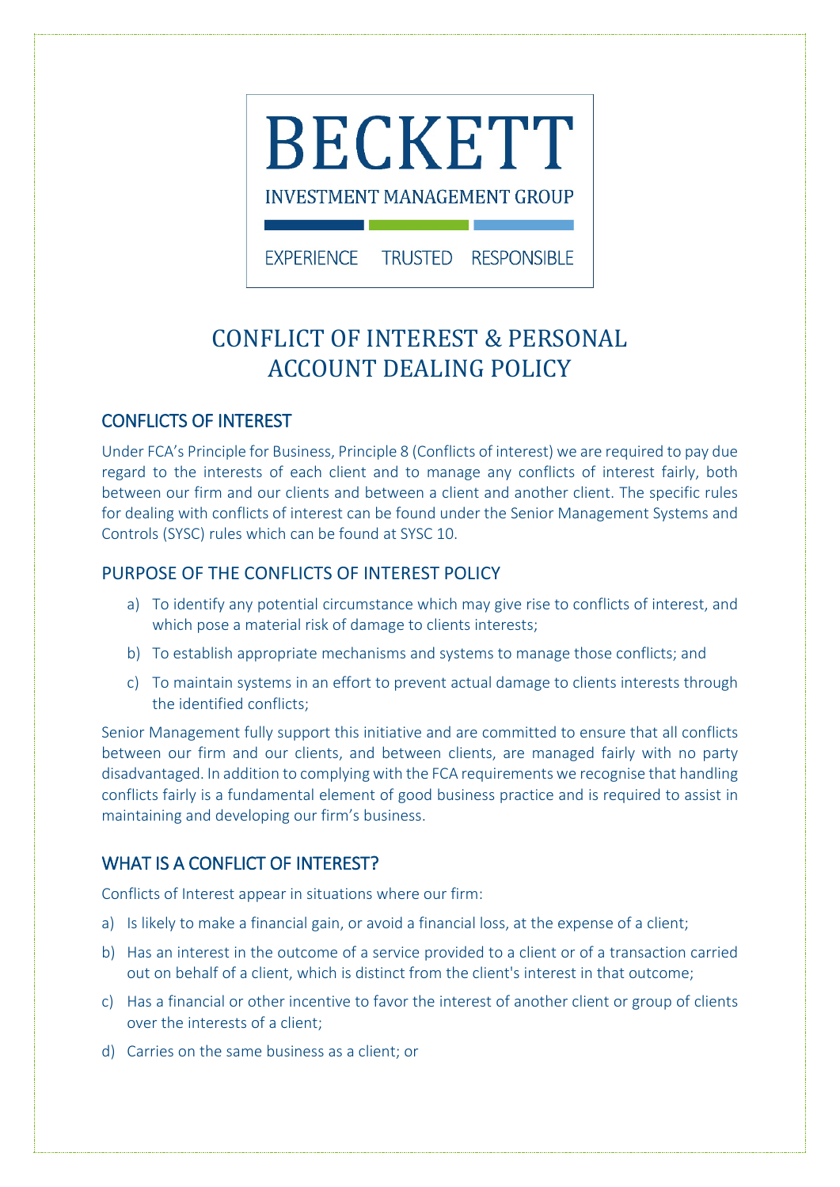BECKETT

INVESTMENT MANAGEMENT GROUP

EXPERIENCE TRUSTED RESPONSIBLE

# CONFLICT OF INTEREST & PERSONAL ACCOUNT DEALING POLICY

## CONFLICTS OF INTEREST

Under FCA's Principle for Business, Principle 8 (Conflicts of interest) we are required to pay due regard to the interests of each client and to manage any conflicts of interest fairly, both between our firm and our clients and between a client and another client. The specific rules for dealing with conflicts of interest can be found under the Senior Management Systems and Controls (SYSC) rules which can be found at SYSC 10.

## PURPOSE OF THE CONFLICTS OF INTEREST POLICY

a) To identify any potential circumstance which may give rise to conflicts of interest, and which pose a material risk of damage to clients interests;

b) To establish appropriate mechanisms and systems to manage those conflicts; and

c) To maintain systems in an effort to prevent actual damage to clients interests through the identified conflicts;

Senior Management fully support this initiative and are committed to ensure that all conflicts between our firm and our clients, and between clients, are managed fairly with no party disadvantaged. In addition to complying with the FCA requirements we recognise that handling conflicts fairly is a fundamental element of good business practice and is required to assist in maintaining and developing our firm's business.

## WHAT IS A CONFLICT OF INTEREST?

Conflicts of Interest appear in situations where our firm:

a) Is likely to make a financial gain, or avoid a financial loss, at the expense of a client;

b) Has an interest in the outcome of a service provided to a client or of a transaction carried out on behalf of a client, which is distinct from the client's interest in that outcome;

c) Has a financial or other incentive to favor the interest of another client or group of clients over the interests of a client;

d) Carries on the same business as a client; or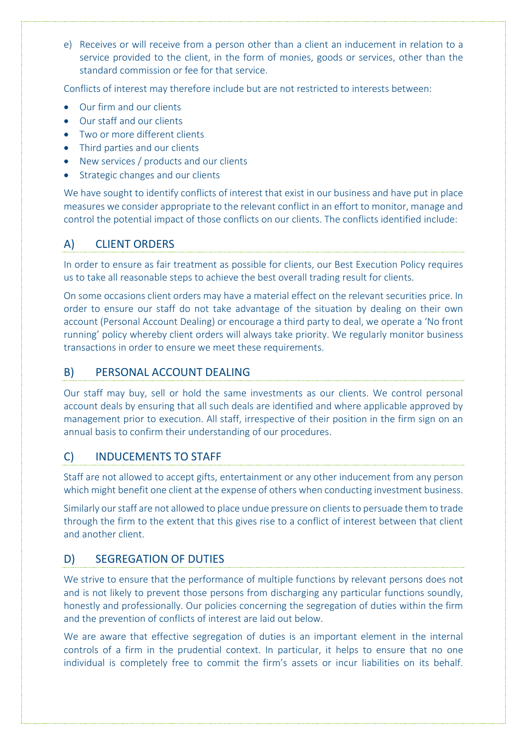e) Receives or will receive from a person other than a client an inducement in relation to a service provided to the client, in the form of monies, goods or services, other than the standard commission or fee for that service.

Conflicts of interest may therefore include but are not restricted to interests between:

- Our firm and our clients
- Our staff and our clients
- Two or more different clients
- Third parties and our clients
- New services / products and our clients
- Strategic changes and our clients

We have sought to identify conflicts of interest that exist in our business and have put in place measures we consider appropriate to the relevant conflict in an effort to monitor, manage and control the potential impact of those conflicts on our clients. The conflicts identified include:

## A) CLIENT ORDERS

In order to ensure as fair treatment as possible for clients, our Best Execution Policy requires us to take all reasonable steps to achieve the best overall trading result for clients.

On some occasions client orders may have a material effect on the relevant securities price. In order to ensure our staff do not take advantage of the situation by dealing on their own account (Personal Account Dealing) or encourage a third party to deal, we operate a 'No front running' policy whereby client orders will always take priority. We regularly monitor business transactions in order to ensure we meet these requirements.

## B) PERSONAL ACCOUNT DEALING

Our staff may buy, sell or hold the same investments as our clients. We control personal account deals by ensuring that all such deals are identified and where applicable approved by management prior to execution. All staff, irrespective of their position in the firm sign on an annual basis to confirm their understanding of our procedures.

## C) INDUCEMENTS TO STAFF

Staff are not allowed to accept gifts, entertainment or any other inducement from any person which might benefit one client at the expense of others when conducting investment business.

Similarly our staff are not allowed to place undue pressure on clients to persuade them to trade through the firm to the extent that this gives rise to a conflict of interest between that client and another client.

## D) SEGREGATION OF DUTIES

We strive to ensure that the performance of multiple functions by relevant persons does not and is not likely to prevent those persons from discharging any particular functions soundly, honestly and professionally. Our policies concerning the segregation of duties within the firm and the prevention of conflicts of interest are laid out below.

We are aware that effective segregation of duties is an important element in the internal controls of a firm in the prudential context. In particular, it helps to ensure that no one individual is completely free to commit the firm's assets or incur liabilities on its behalf.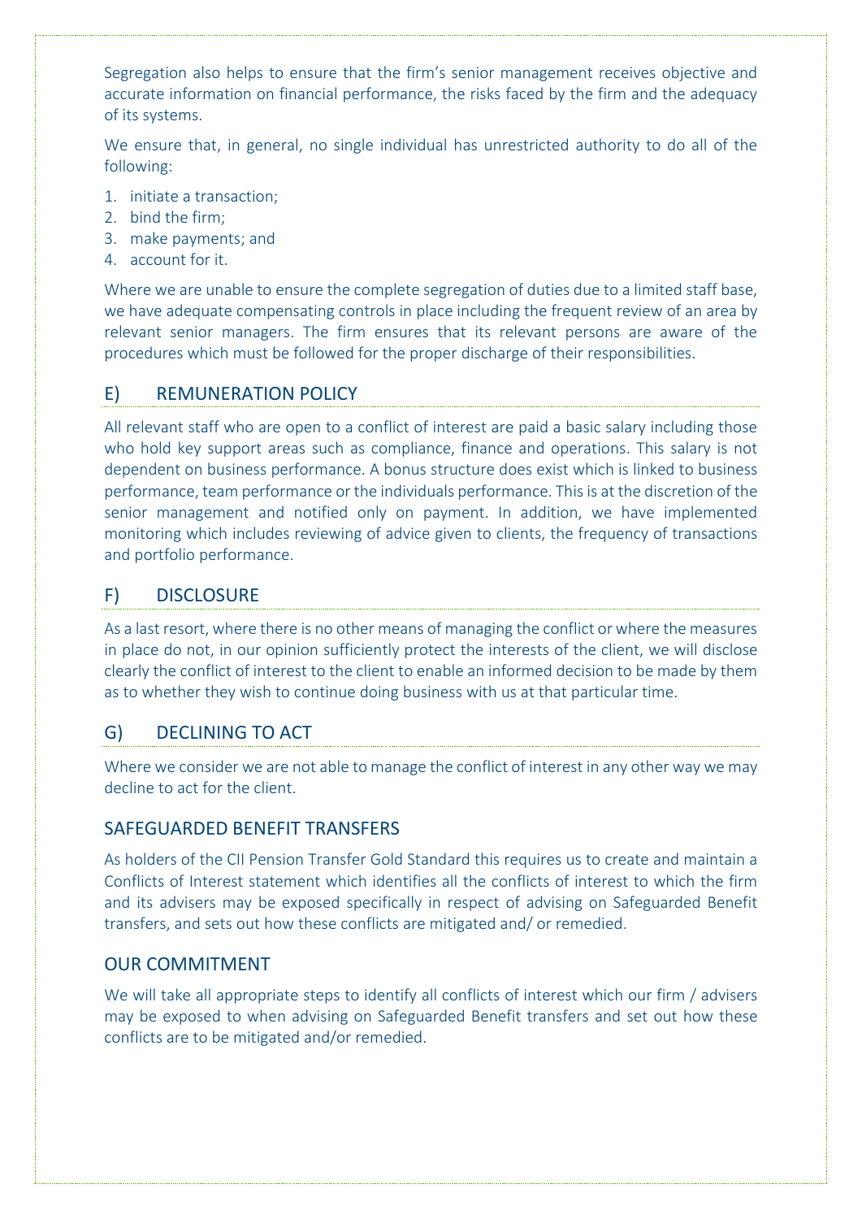Segregation also helps to ensure that the firm's senior management receives objective and accurate information on financial performance, the risks faced by the firm and the adequacy of its systems.

We ensure that, in general, no single individual has unrestricted authority to do all of the following:

1. initiate a transaction;
2. bind the firm;
3. make payments; and
4. account for it.

Where we are unable to ensure the complete segregation of duties due to a limited staff base, we have adequate compensating controls in place including the frequent review of an area by relevant senior managers. The firm ensures that its relevant persons are aware of the procedures which must be followed for the proper discharge of their responsibilities.

## E) REMUNERATION POLICY

All relevant staff who are open to a conflict of interest are paid a basic salary including those who hold key support areas such as compliance, finance and operations. This salary is not dependent on business performance. A bonus structure does exist which is linked to business performance, team performance or the individuals performance. This is at the discretion of the senior management and notified only on payment. In addition, we have implemented monitoring which includes reviewing of advice given to clients, the frequency of transactions and portfolio performance.

## F) DISCLOSURE

As a last resort, where there is no other means of managing the conflict or where the measures in place do not, in our opinion sufficiently protect the interests of the client, we will disclose clearly the conflict of interest to the client to enable an informed decision to be made by them as to whether they wish to continue doing business with us at that particular time.

## G) DECLINING TO ACT

Where we consider we are not able to manage the conflict of interest in any other way we may decline to act for the client.

## SAFEGUARDED BENEFIT TRANSFERS

As holders of the CII Pension Transfer Gold Standard this requires us to create and maintain a Conflicts of Interest statement which identifies all the conflicts of interest to which the firm and its advisers may be exposed specifically in respect of advising on Safeguarded Benefit transfers, and sets out how these conflicts are mitigated and/ or remedied.

## OUR COMMITMENT

We will take all appropriate steps to identify all conflicts of interest which our firm / advisers may be exposed to when advising on Safeguarded Benefit transfers and set out how these conflicts are to be mitigated and/or remedied.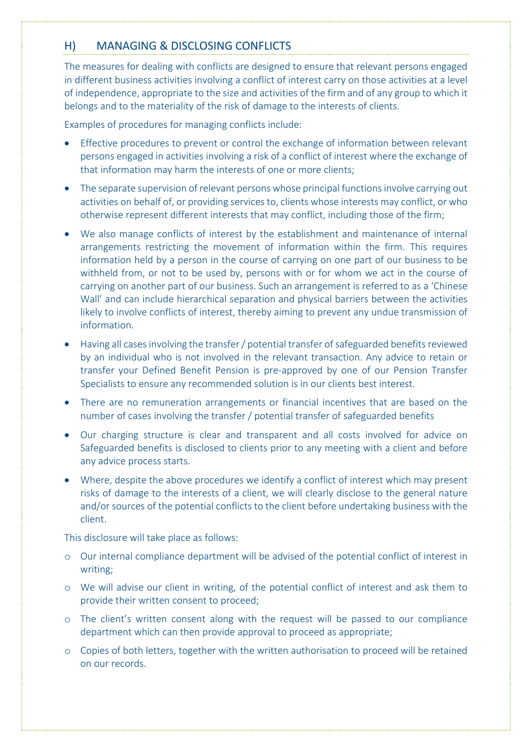## H) MANAGING & DISCLOSING CONFLICTS

The measures for dealing with conflicts are designed to ensure that relevant persons engaged in different business activities involving a conflict of interest carry on those activities at a level of independence, appropriate to the size and activities of the firm and of any group to which it belongs and to the materiality of the risk of damage to the interests of clients.

Examples of procedures for managing conflicts include:

- Effective procedures to prevent or control the exchange of information between relevant persons engaged in activities involving a risk of a conflict of interest where the exchange of that information may harm the interests of one or more clients;
- The separate supervision of relevant persons whose principal functions involve carrying out activities on behalf of, or providing services to, clients whose interests may conflict, or who otherwise represent different interests that may conflict, including those of the firm;
- We also manage conflicts of interest by the establishment and maintenance of internal arrangements restricting the movement of information within the firm. This requires information held by a person in the course of carrying on one part of our business to be withheld from, or not to be used by, persons with or for whom we act in the course of carrying on another part of our business. Such an arrangement is referred to as a 'Chinese Wall' and can include hierarchical separation and physical barriers between the activities likely to involve conflicts of interest, thereby aiming to prevent any undue transmission of information.
- Having all cases involving the transfer / potential transfer of safeguarded benefits reviewed by an individual who is not involved in the relevant transaction. Any advice to retain or transfer your Defined Benefit Pension is pre-approved by one of our Pension Transfer Specialists to ensure any recommended solution is in our clients best interest.
- There are no remuneration arrangements or financial incentives that are based on the number of cases involving the transfer / potential transfer of safeguarded benefits
- Our charging structure is clear and transparent and all costs involved for advice on Safeguarded benefits is disclosed to clients prior to any meeting with a client and before any advice process starts.
- Where, despite the above procedures we identify a conflict of interest which may present risks of damage to the interests of a client, we will clearly disclose to the general nature and/or sources of the potential conflicts to the client before undertaking business with the client.

This disclosure will take place as follows:

- Our internal compliance department will be advised of the potential conflict of interest in writing;
- We will advise our client in writing, of the potential conflict of interest and ask them to provide their written consent to proceed;
- The client's written consent along with the request will be passed to our compliance department which can then provide approval to proceed as appropriate;
- Copies of both letters, together with the written authorisation to proceed will be retained on our records.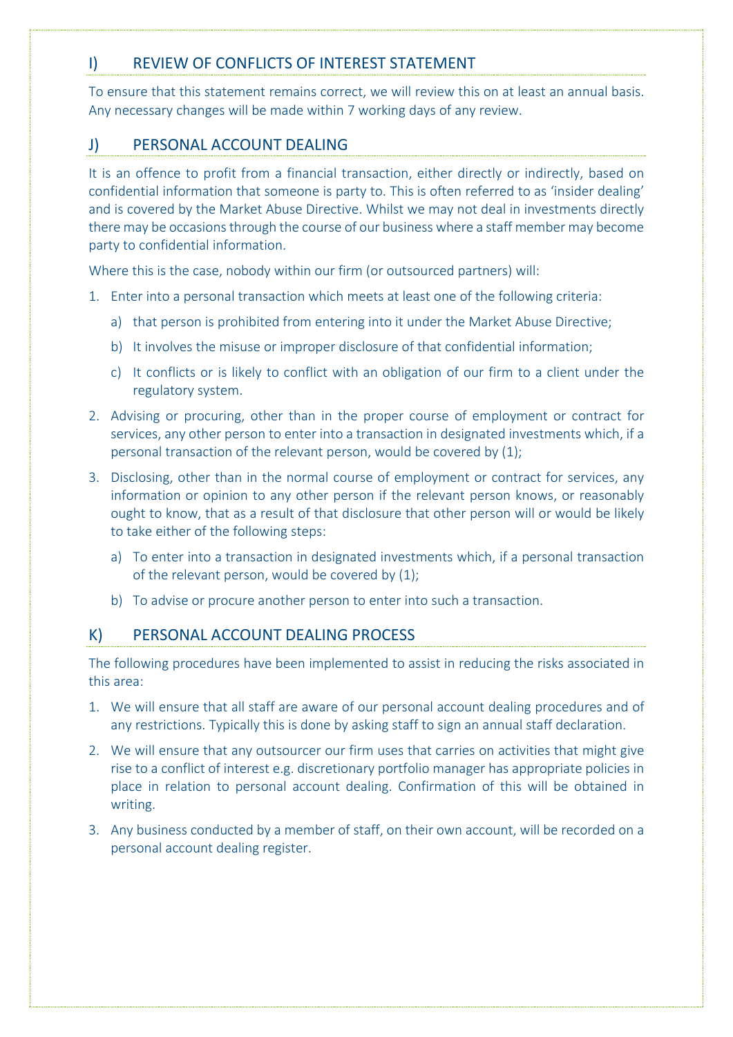## I) REVIEW OF CONFLICTS OF INTEREST STATEMENT

To ensure that this statement remains correct, we will review this on at least an annual basis. Any necessary changes will be made within 7 working days of any review.

## J) PERSONAL ACCOUNT DEALING

It is an offence to profit from a financial transaction, either directly or indirectly, based on confidential information that someone is party to. This is often referred to as 'insider dealing' and is covered by the Market Abuse Directive. Whilst we may not deal in investments directly there may be occasions through the course of our business where a staff member may become party to confidential information.

Where this is the case, nobody within our firm (or outsourced partners) will:

1. Enter into a personal transaction which meets at least one of the following criteria:
   a) that person is prohibited from entering into it under the Market Abuse Directive;
   b) It involves the misuse or improper disclosure of that confidential information;
   c) It conflicts or is likely to conflict with an obligation of our firm to a client under the regulatory system.
2. Advising or procuring, other than in the proper course of employment or contract for services, any other person to enter into a transaction in designated investments which, if a personal transaction of the relevant person, would be covered by (1);
3. Disclosing, other than in the normal course of employment or contract for services, any information or opinion to any other person if the relevant person knows, or reasonably ought to know, that as a result of that disclosure that other person will or would be likely to take either of the following steps:
   a) To enter into a transaction in designated investments which, if a personal transaction of the relevant person, would be covered by (1);
   b) To advise or procure another person to enter into such a transaction.

## K) PERSONAL ACCOUNT DEALING PROCESS

The following procedures have been implemented to assist in reducing the risks associated in this area:

1. We will ensure that all staff are aware of our personal account dealing procedures and of any restrictions. Typically this is done by asking staff to sign an annual staff declaration.
2. We will ensure that any outsourcer our firm uses that carries on activities that might give rise to a conflict of interest e.g. discretionary portfolio manager has appropriate policies in place in relation to personal account dealing. Confirmation of this will be obtained in writing.
3. Any business conducted by a member of staff, on their own account, will be recorded on a personal account dealing register.